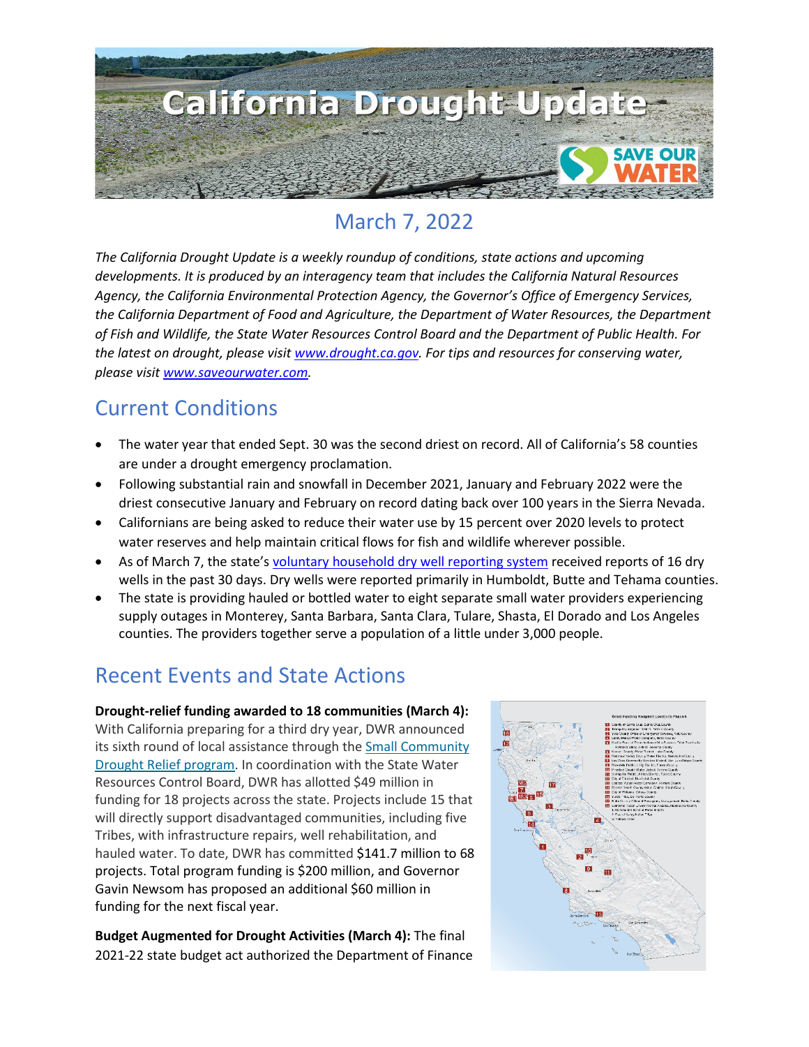# California Drought Update

## March 7, 2022

*The California Drought Update is a weekly roundup of conditions, state actions and upcoming developments. It is produced by an interagency team that includes the California Natural Resources Agency, the California Environmental Protection Agency, the Governor's Office of Emergency Services, the California Department of Food and Agriculture, the Department of Water Resources, the Department of Fish and Wildlife, the State Water Resources Control Board and the Department of Public Health. For the latest on drought, please visit www.drought.ca.gov. For tips and resources for conserving water, please visit www.saveourwater.com.*

## Current Conditions

- The water year that ended Sept. 30 was the second driest on record. All of California's 58 counties are under a drought emergency proclamation.
- Following substantial rain and snowfall in December 2021, January and February 2022 were the driest consecutive January and February on record dating back over 100 years in the Sierra Nevada.
- Californians are being asked to reduce their water use by 15 percent over 2020 levels to protect water reserves and help maintain critical flows for fish and wildlife wherever possible.
- As of March 7, the state's voluntary household dry well reporting system received reports of 16 dry wells in the past 30 days. Dry wells were reported primarily in Humboldt, Butte and Tehama counties.
- The state is providing hauled or bottled water to eight separate small water providers experiencing supply outages in Monterey, Santa Barbara, Santa Clara, Tulare, Shasta, El Dorado and Los Angeles counties. The providers together serve a population of a little under 3,000 people.

## Recent Events and State Actions

**Drought-relief funding awarded to 18 communities (March 4):** With California preparing for a third dry year, DWR announced its sixth round of local assistance through the Small Community Drought Relief program. In coordination with the State Water Resources Control Board, DWR has allotted $49 million in funding for 18 projects across the state. Projects include 15 that will directly support disadvantaged communities, including five Tribes, with infrastructure repairs, well rehabilitation, and hauled water. To date, DWR has committed $141.7 million to 68 projects. Total program funding is $200 million, and Governor Gavin Newsom has proposed an additional $60 million in funding for the next fiscal year.

**Budget Augmented for Drought Activities (March 4):** The final 2021-22 state budget act authorized the Department of Finance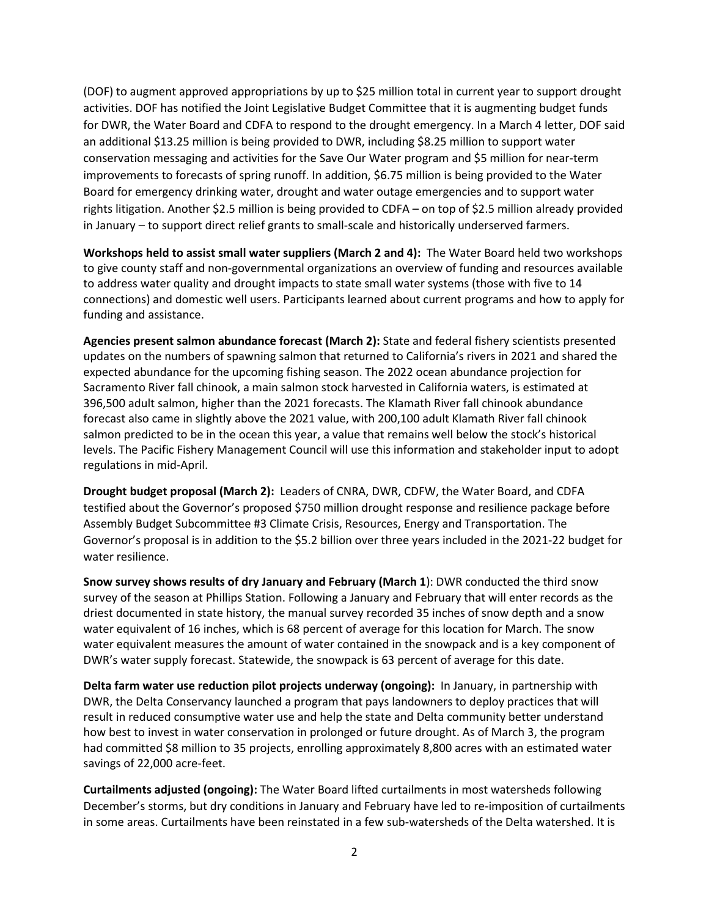(DOF) to augment approved appropriations by up to $25 million total in current year to support drought activities. DOF has notified the Joint Legislative Budget Committee that it is augmenting budget funds for DWR, the Water Board and CDFA to respond to the drought emergency. In a March 4 letter, DOF said an additional $13.25 million is being provided to DWR, including $8.25 million to support water conservation messaging and activities for the Save Our Water program and $5 million for near-term improvements to forecasts of spring runoff. In addition, $6.75 million is being provided to the Water Board for emergency drinking water, drought and water outage emergencies and to support water rights litigation. Another $2.5 million is being provided to CDFA – on top of $2.5 million already provided in January – to support direct relief grants to small-scale and historically underserved farmers.

**Workshops held to assist small water suppliers (March 2 and 4):** The Water Board held two workshops to give county staff and non-governmental organizations an overview of funding and resources available to address water quality and drought impacts to state small water systems (those with five to 14 connections) and domestic well users. Participants learned about current programs and how to apply for funding and assistance.

**Agencies present salmon abundance forecast (March 2):** State and federal fishery scientists presented updates on the numbers of spawning salmon that returned to California's rivers in 2021 and shared the expected abundance for the upcoming fishing season. The 2022 ocean abundance projection for Sacramento River fall chinook, a main salmon stock harvested in California waters, is estimated at 396,500 adult salmon, higher than the 2021 forecasts. The Klamath River fall chinook abundance forecast also came in slightly above the 2021 value, with 200,100 adult Klamath River fall chinook salmon predicted to be in the ocean this year, a value that remains well below the stock's historical levels. The Pacific Fishery Management Council will use this information and stakeholder input to adopt regulations in mid-April.

**Drought budget proposal (March 2):** Leaders of CNRA, DWR, CDFW, the Water Board, and CDFA testified about the Governor's proposed $750 million drought response and resilience package before Assembly Budget Subcommittee #3 Climate Crisis, Resources, Energy and Transportation. The Governor's proposal is in addition to the $5.2 billion over three years included in the 2021-22 budget for water resilience.

**Snow survey shows results of dry January and February (March 1**): DWR conducted the third snow survey of the season at Phillips Station. Following a January and February that will enter records as the driest documented in state history, the manual survey recorded 35 inches of snow depth and a snow water equivalent of 16 inches, which is 68 percent of average for this location for March. The snow water equivalent measures the amount of water contained in the snowpack and is a key component of DWR's water supply forecast. Statewide, the snowpack is 63 percent of average for this date.

**Delta farm water use reduction pilot projects underway (ongoing):** In January, in partnership with DWR, the Delta Conservancy launched a program that pays landowners to deploy practices that will result in reduced consumptive water use and help the state and Delta community better understand how best to invest in water conservation in prolonged or future drought. As of March 3, the program had committed $8 million to 35 projects, enrolling approximately 8,800 acres with an estimated water savings of 22,000 acre-feet.

**Curtailments adjusted (ongoing):** The Water Board lifted curtailments in most watersheds following December's storms, but dry conditions in January and February have led to re-imposition of curtailments in some areas. Curtailments have been reinstated in a few sub-watersheds of the Delta watershed. It is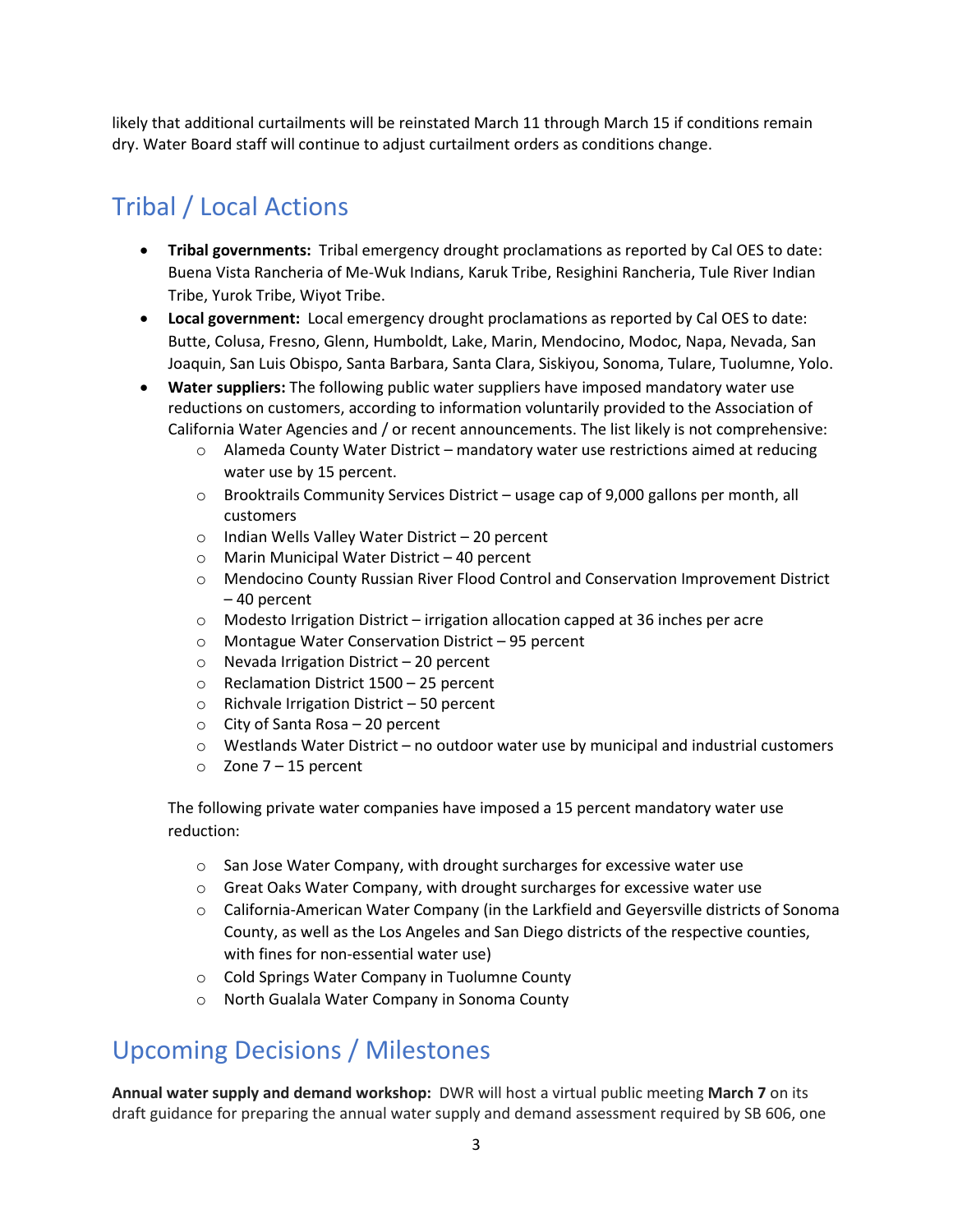likely that additional curtailments will be reinstated March 11 through March 15 if conditions remain dry. Water Board staff will continue to adjust curtailment orders as conditions change.

## Tribal / Local Actions

- **Tribal governments:** Tribal emergency drought proclamations as reported by Cal OES to date: Buena Vista Rancheria of Me-Wuk Indians, Karuk Tribe, Resighini Rancheria, Tule River Indian Tribe, Yurok Tribe, Wiyot Tribe.
- **Local government:** Local emergency drought proclamations as reported by Cal OES to date: Butte, Colusa, Fresno, Glenn, Humboldt, Lake, Marin, Mendocino, Modoc, Napa, Nevada, San Joaquin, San Luis Obispo, Santa Barbara, Santa Clara, Siskiyou, Sonoma, Tulare, Tuolumne, Yolo.
- **Water suppliers:** The following public water suppliers have imposed mandatory water use reductions on customers, according to information voluntarily provided to the Association of California Water Agencies and / or recent announcements. The list likely is not comprehensive:
  - Alameda County Water District – mandatory water use restrictions aimed at reducing water use by 15 percent.
  - Brooktrails Community Services District – usage cap of 9,000 gallons per month, all customers
  - Indian Wells Valley Water District – 20 percent
  - Marin Municipal Water District – 40 percent
  - Mendocino County Russian River Flood Control and Conservation Improvement District – 40 percent
  - Modesto Irrigation District – irrigation allocation capped at 36 inches per acre
  - Montague Water Conservation District – 95 percent
  - Nevada Irrigation District – 20 percent
  - Reclamation District 1500 – 25 percent
  - Richvale Irrigation District – 50 percent
  - City of Santa Rosa – 20 percent
  - Westlands Water District – no outdoor water use by municipal and industrial customers
  - Zone 7 – 15 percent

  The following private water companies have imposed a 15 percent mandatory water use reduction:

  - San Jose Water Company, with drought surcharges for excessive water use
  - Great Oaks Water Company, with drought surcharges for excessive water use
  - California-American Water Company (in the Larkfield and Geyersville districts of Sonoma County, as well as the Los Angeles and San Diego districts of the respective counties, with fines for non-essential water use)
  - Cold Springs Water Company in Tuolumne County
  - North Gualala Water Company in Sonoma County

## Upcoming Decisions / Milestones

**Annual water supply and demand workshop:** DWR will host a virtual public meeting **March 7** on its draft guidance for preparing the annual water supply and demand assessment required by SB 606, one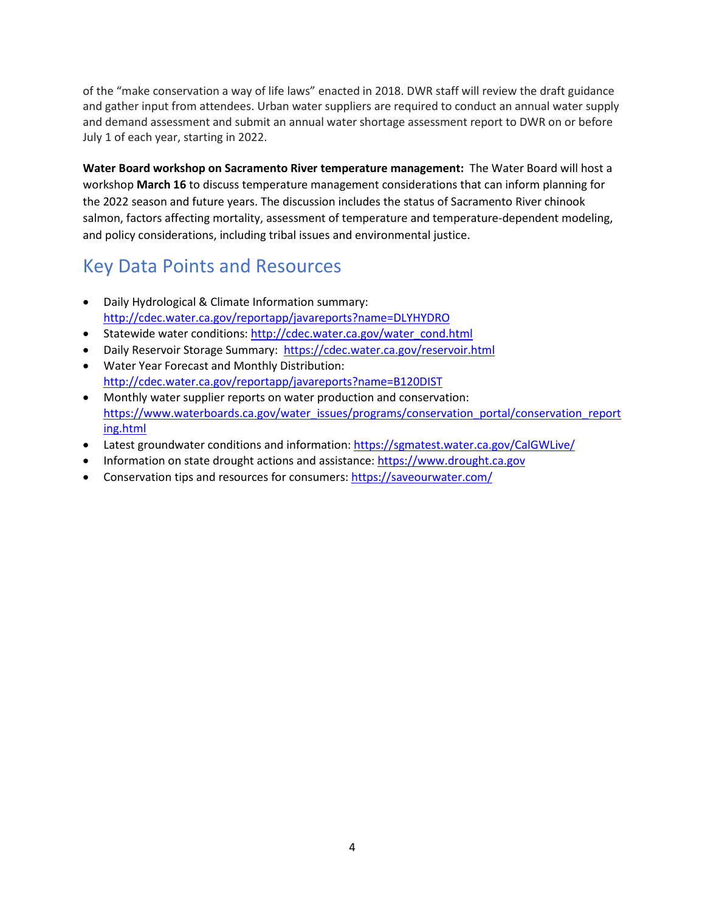of the "make conservation a way of life laws" enacted in 2018. DWR staff will review the draft guidance and gather input from attendees. Urban water suppliers are required to conduct an annual water supply and demand assessment and submit an annual water shortage assessment report to DWR on or before July 1 of each year, starting in 2022.

**Water Board workshop on Sacramento River temperature management:** The Water Board will host a workshop **March 16** to discuss temperature management considerations that can inform planning for the 2022 season and future years. The discussion includes the status of Sacramento River chinook salmon, factors affecting mortality, assessment of temperature and temperature-dependent modeling, and policy considerations, including tribal issues and environmental justice.

## Key Data Points and Resources

- Daily Hydrological & Climate Information summary: http://cdec.water.ca.gov/reportapp/javareports?name=DLYHYDRO
- Statewide water conditions: http://cdec.water.ca.gov/water_cond.html
- Daily Reservoir Storage Summary: https://cdec.water.ca.gov/reservoir.html
- Water Year Forecast and Monthly Distribution: http://cdec.water.ca.gov/reportapp/javareports?name=B120DIST
- Monthly water supplier reports on water production and conservation: https://www.waterboards.ca.gov/water_issues/programs/conservation_portal/conservation_reporting.html
- Latest groundwater conditions and information: https://sgmatest.water.ca.gov/CalGWLive/
- Information on state drought actions and assistance: https://www.drought.ca.gov
- Conservation tips and resources for consumers: https://saveourwater.com/